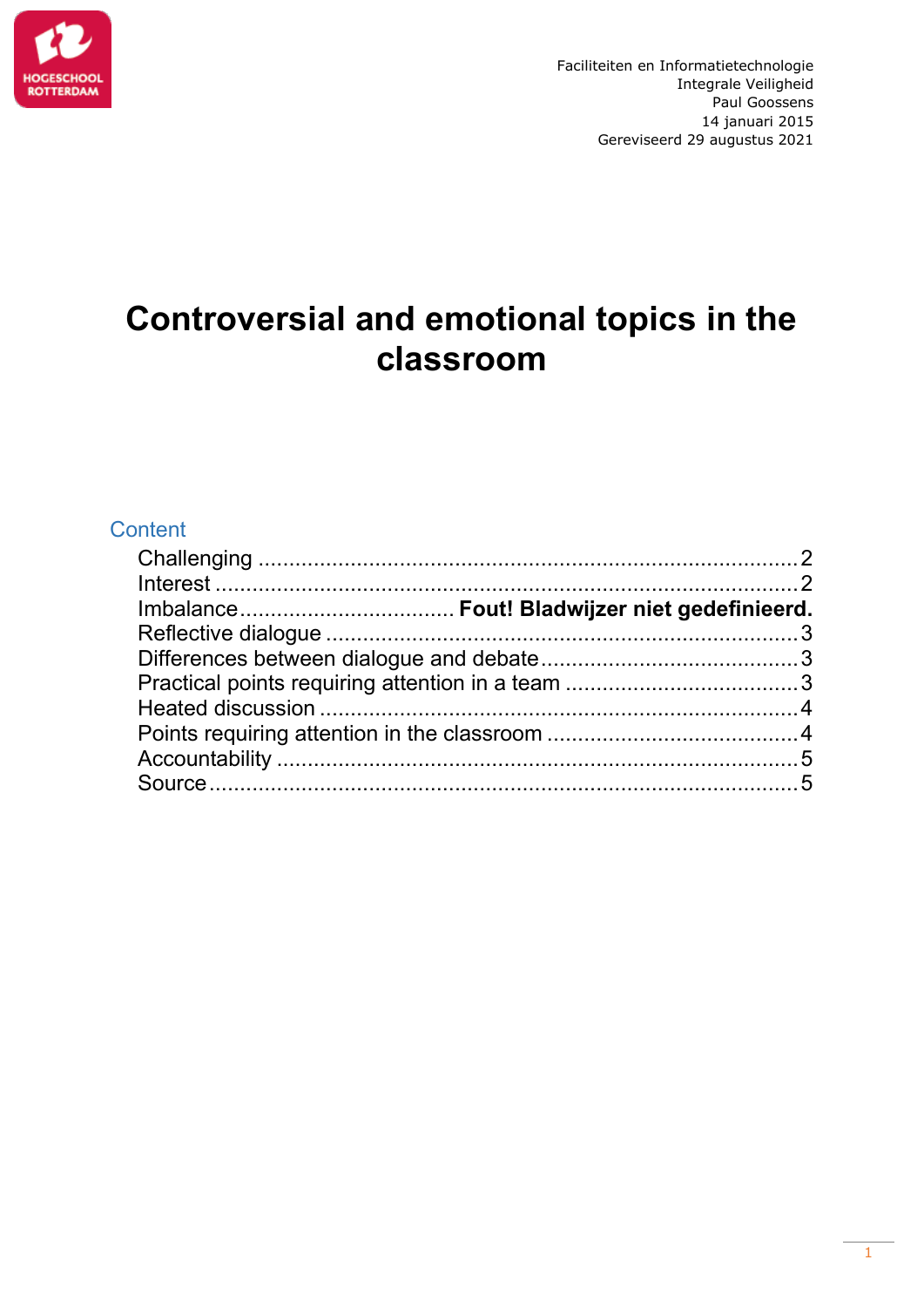Faciliteiten en Informatietechnologie
Integrale Veiligheid
Paul Goossens
14 januari 2015
Gereviseerd 29 augustus 2021

# Controversial and emotional topics in the classroom

## Content

- Challenging ........................................................................ 2
- Interest ............................................................................... 2
- Imbalance.................................. **Fout! Bladwijzer niet gedefinieerd.**
- Reflective dialogue ............................................................ 3
- Differences between dialogue and debate .......................... 3
- Practical points requiring attention in a team ..................... 3
- Heated discussion .............................................................. 4
- Points requiring attention in the classroom ......................... 4
- Accountability .................................................................... 5
- Source ................................................................................ 5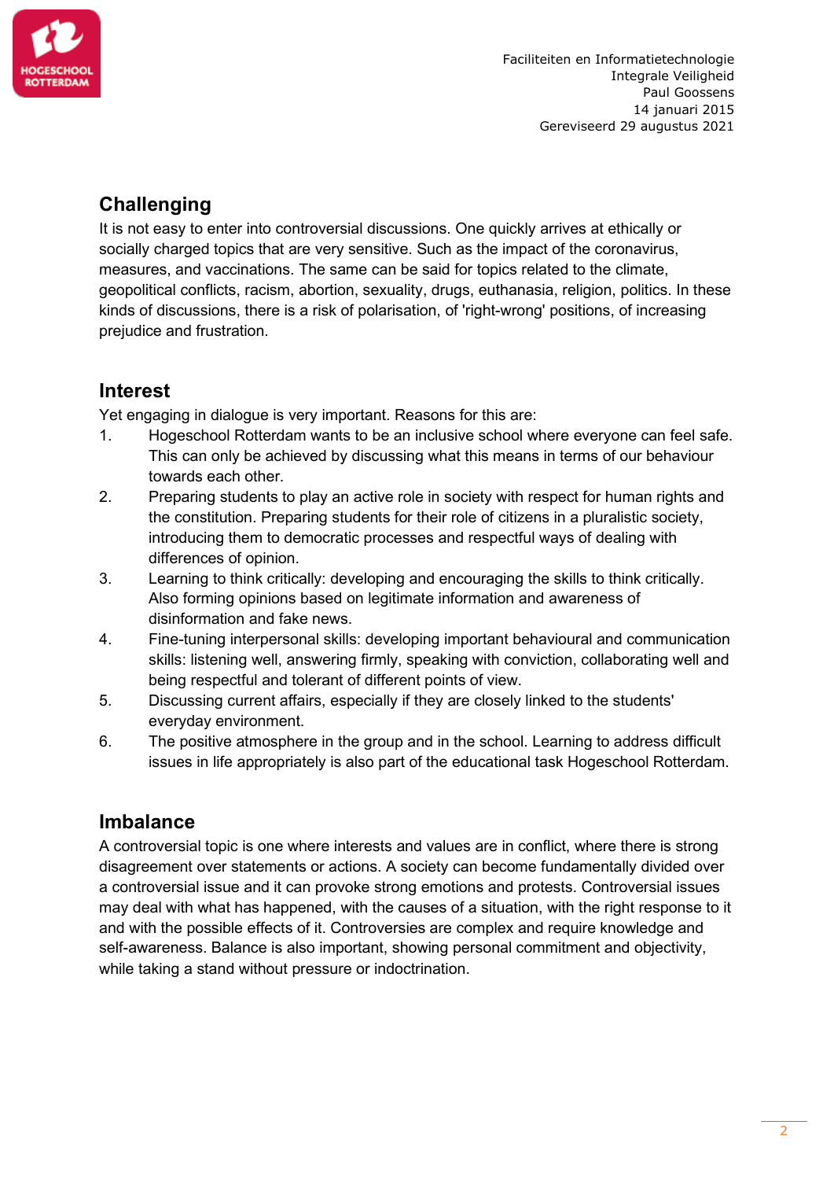## Challenging

It is not easy to enter into controversial discussions. One quickly arrives at ethically or socially charged topics that are very sensitive. Such as the impact of the coronavirus, measures, and vaccinations. The same can be said for topics related to the climate, geopolitical conflicts, racism, abortion, sexuality, drugs, euthanasia, religion, politics. In these kinds of discussions, there is a risk of polarisation, of 'right-wrong' positions, of increasing prejudice and frustration.

## Interest

Yet engaging in dialogue is very important. Reasons for this are:

1. Hogeschool Rotterdam wants to be an inclusive school where everyone can feel safe. This can only be achieved by discussing what this means in terms of our behaviour towards each other.
2. Preparing students to play an active role in society with respect for human rights and the constitution. Preparing students for their role of citizens in a pluralistic society, introducing them to democratic processes and respectful ways of dealing with differences of opinion.
3. Learning to think critically: developing and encouraging the skills to think critically. Also forming opinions based on legitimate information and awareness of disinformation and fake news.
4. Fine-tuning interpersonal skills: developing important behavioural and communication skills: listening well, answering firmly, speaking with conviction, collaborating well and being respectful and tolerant of different points of view.
5. Discussing current affairs, especially if they are closely linked to the students' everyday environment.
6. The positive atmosphere in the group and in the school. Learning to address difficult issues in life appropriately is also part of the educational task Hogeschool Rotterdam.

## Imbalance

A controversial topic is one where interests and values are in conflict, where there is strong disagreement over statements or actions. A society can become fundamentally divided over a controversial issue and it can provoke strong emotions and protests. Controversial issues may deal with what has happened, with the causes of a situation, with the right response to it and with the possible effects of it. Controversies are complex and require knowledge and self-awareness. Balance is also important, showing personal commitment and objectivity, while taking a stand without pressure or indoctrination.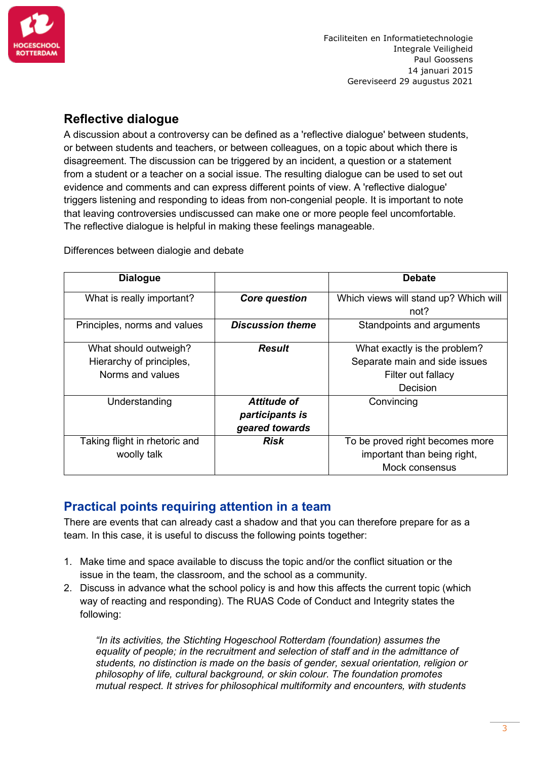## Reflective dialogue

A discussion about a controversy can be defined as a 'reflective dialogue' between students, or between students and teachers, or between colleagues, on a topic about which there is disagreement. The discussion can be triggered by an incident, a question or a statement from a student or a teacher on a social issue. The resulting dialogue can be used to set out evidence and comments and can express different points of view. A 'reflective dialogue' triggers listening and responding to ideas from non-congenial people. It is important to note that leaving controversies undiscussed can make one or more people feel uncomfortable. The reflective dialogue is helpful in making these feelings manageable.

Differences between dialogie and debate

| Dialogue | | Debate |
|---|---|---|
| What is really important? | ***Core question*** | Which views will stand up? Which will not? |
| Principles, norms and values | ***Discussion theme*** | Standpoints and arguments |
| What should outweigh?<br>Hierarchy of principles,<br>Norms and values | ***Result*** | What exactly is the problem?<br>Separate main and side issues<br>Filter out fallacy<br>Decision |
| Understanding | ***Attitude of participants is geared towards*** | Convincing |
| Taking flight in rhetoric and woolly talk | ***Risk*** | To be proved right becomes more important than being right,<br>Mock consensus |

## Practical points requiring attention in a team

There are events that can already cast a shadow and that you can therefore prepare for as a team. In this case, it is useful to discuss the following points together:

1. Make time and space available to discuss the topic and/or the conflict situation or the issue in the team, the classroom, and the school as a community.
2. Discuss in advance what the school policy is and how this affects the current topic (which way of reacting and responding). The RUAS Code of Conduct and Integrity states the following:

   *"In its activities, the Stichting Hogeschool Rotterdam (foundation) assumes the equality of people; in the recruitment and selection of staff and in the admittance of students, no distinction is made on the basis of gender, sexual orientation, religion or philosophy of life, cultural background, or skin colour. The foundation promotes mutual respect. It strives for philosophical multiformity and encounters, with students*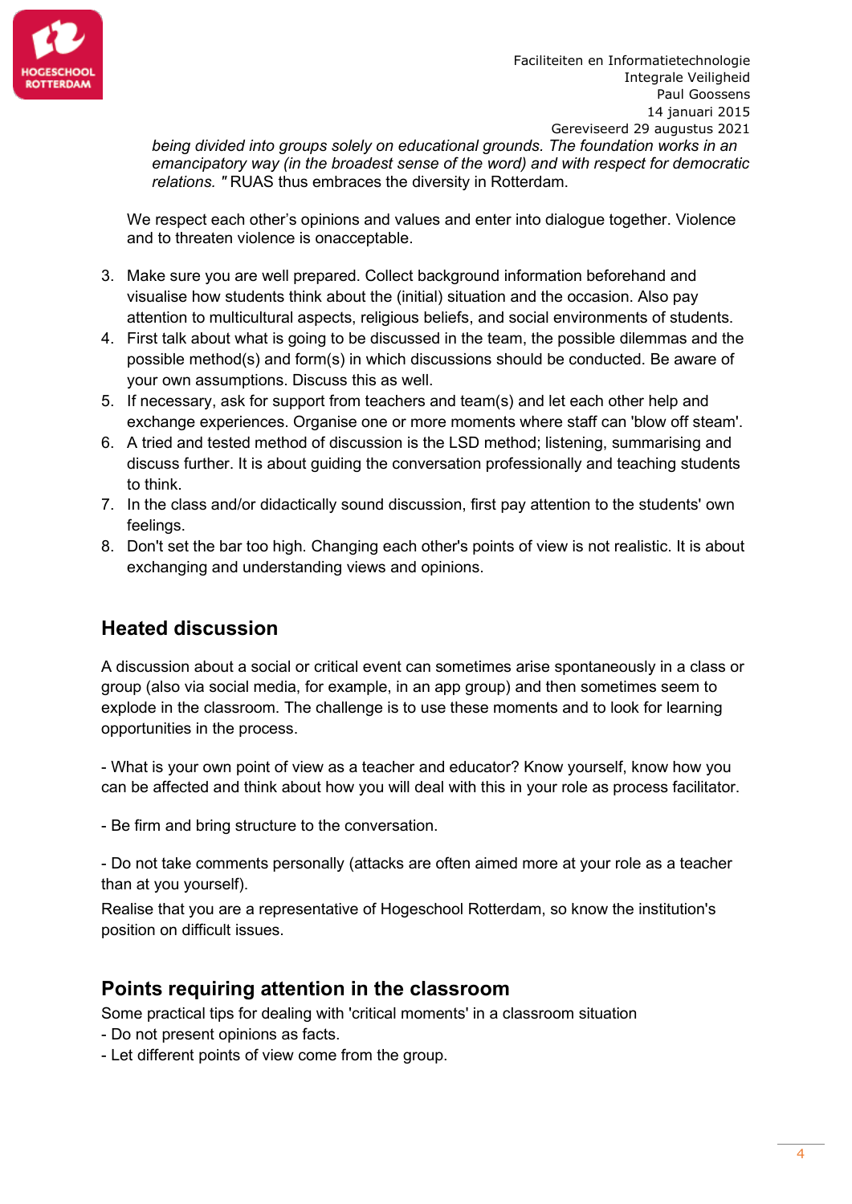*being divided into groups solely on educational grounds. The foundation works in an emancipatory way (in the broadest sense of the word) and with respect for democratic relations. "* RUAS thus embraces the diversity in Rotterdam.

We respect each other's opinions and values and enter into dialogue together. Violence and to threaten violence is onacceptable.

3. Make sure you are well prepared. Collect background information beforehand and visualise how students think about the (initial) situation and the occasion. Also pay attention to multicultural aspects, religious beliefs, and social environments of students.
4. First talk about what is going to be discussed in the team, the possible dilemmas and the possible method(s) and form(s) in which discussions should be conducted. Be aware of your own assumptions. Discuss this as well.
5. If necessary, ask for support from teachers and team(s) and let each other help and exchange experiences. Organise one or more moments where staff can 'blow off steam'.
6. A tried and tested method of discussion is the LSD method; listening, summarising and discuss further. It is about guiding the conversation professionally and teaching students to think.
7. In the class and/or didactically sound discussion, first pay attention to the students' own feelings.
8. Don't set the bar too high. Changing each other's points of view is not realistic. It is about exchanging and understanding views and opinions.

## Heated discussion

A discussion about a social or critical event can sometimes arise spontaneously in a class or group (also via social media, for example, in an app group) and then sometimes seem to explode in the classroom. The challenge is to use these moments and to look for learning opportunities in the process.

- What is your own point of view as a teacher and educator? Know yourself, know how you can be affected and think about how you will deal with this in your role as process facilitator.

- Be firm and bring structure to the conversation.

- Do not take comments personally (attacks are often aimed more at your role as a teacher than at you yourself).

Realise that you are a representative of Hogeschool Rotterdam, so know the institution's position on difficult issues.

## Points requiring attention in the classroom

Some practical tips for dealing with 'critical moments' in a classroom situation
- Do not present opinions as facts.
- Let different points of view come from the group.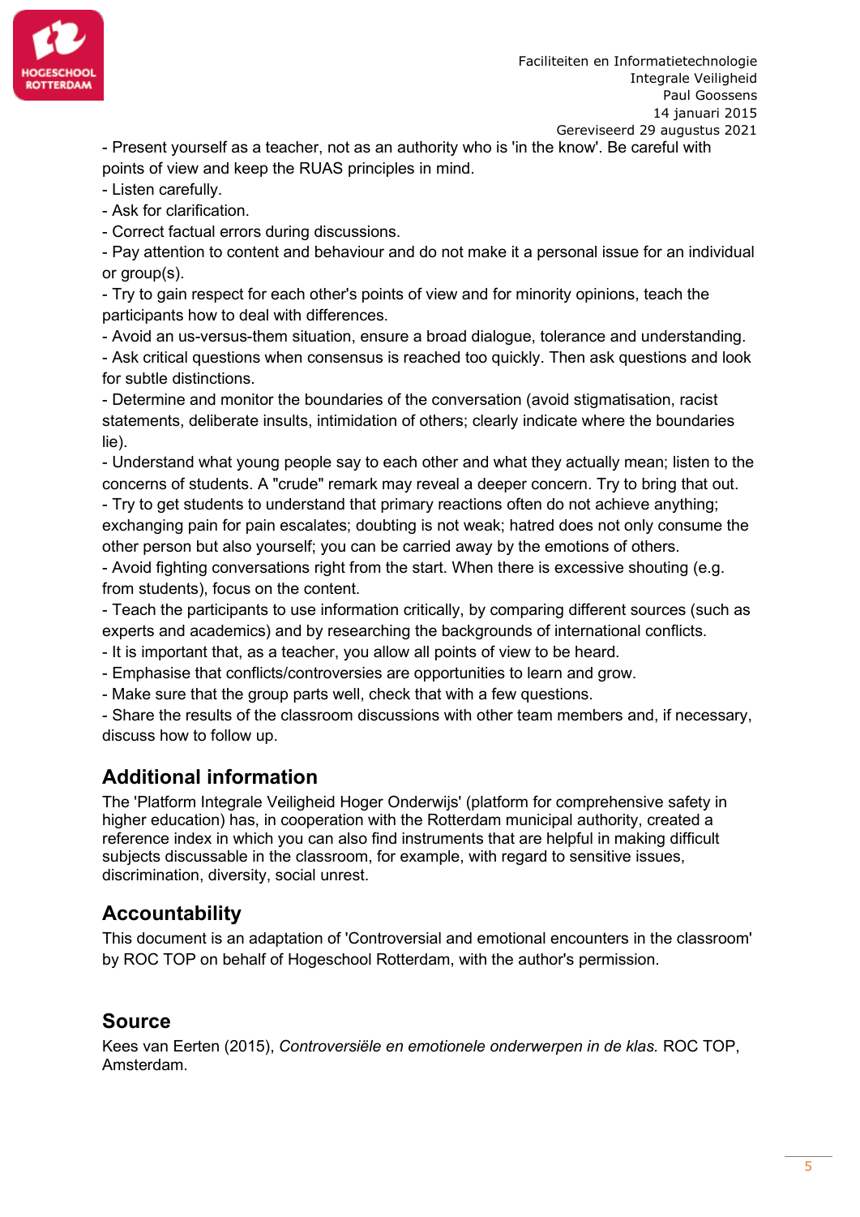- Present yourself as a teacher, not as an authority who is 'in the know'. Be careful with points of view and keep the RUAS principles in mind.
- Listen carefully.
- Ask for clarification.
- Correct factual errors during discussions.
- Pay attention to content and behaviour and do not make it a personal issue for an individual or group(s).
- Try to gain respect for each other's points of view and for minority opinions, teach the participants how to deal with differences.
- Avoid an us-versus-them situation, ensure a broad dialogue, tolerance and understanding.
- Ask critical questions when consensus is reached too quickly. Then ask questions and look for subtle distinctions.
- Determine and monitor the boundaries of the conversation (avoid stigmatisation, racist statements, deliberate insults, intimidation of others; clearly indicate where the boundaries lie).
- Understand what young people say to each other and what they actually mean; listen to the concerns of students. A "crude" remark may reveal a deeper concern. Try to bring that out.
- Try to get students to understand that primary reactions often do not achieve anything; exchanging pain for pain escalates; doubting is not weak; hatred does not only consume the other person but also yourself; you can be carried away by the emotions of others.
- Avoid fighting conversations right from the start. When there is excessive shouting (e.g. from students), focus on the content.
- Teach the participants to use information critically, by comparing different sources (such as experts and academics) and by researching the backgrounds of international conflicts.
- It is important that, as a teacher, you allow all points of view to be heard.
- Emphasise that conflicts/controversies are opportunities to learn and grow.
- Make sure that the group parts well, check that with a few questions.
- Share the results of the classroom discussions with other team members and, if necessary, discuss how to follow up.

## Additional information

The 'Platform Integrale Veiligheid Hoger Onderwijs' (platform for comprehensive safety in higher education) has, in cooperation with the Rotterdam municipal authority, created a reference index in which you can also find instruments that are helpful in making difficult subjects discussable in the classroom, for example, with regard to sensitive issues, discrimination, diversity, social unrest.

## Accountability

This document is an adaptation of 'Controversial and emotional encounters in the classroom' by ROC TOP on behalf of Hogeschool Rotterdam, with the author's permission.

## Source

Kees van Eerten (2015), *Controversiële en emotionele onderwerpen in de klas.* ROC TOP, Amsterdam.